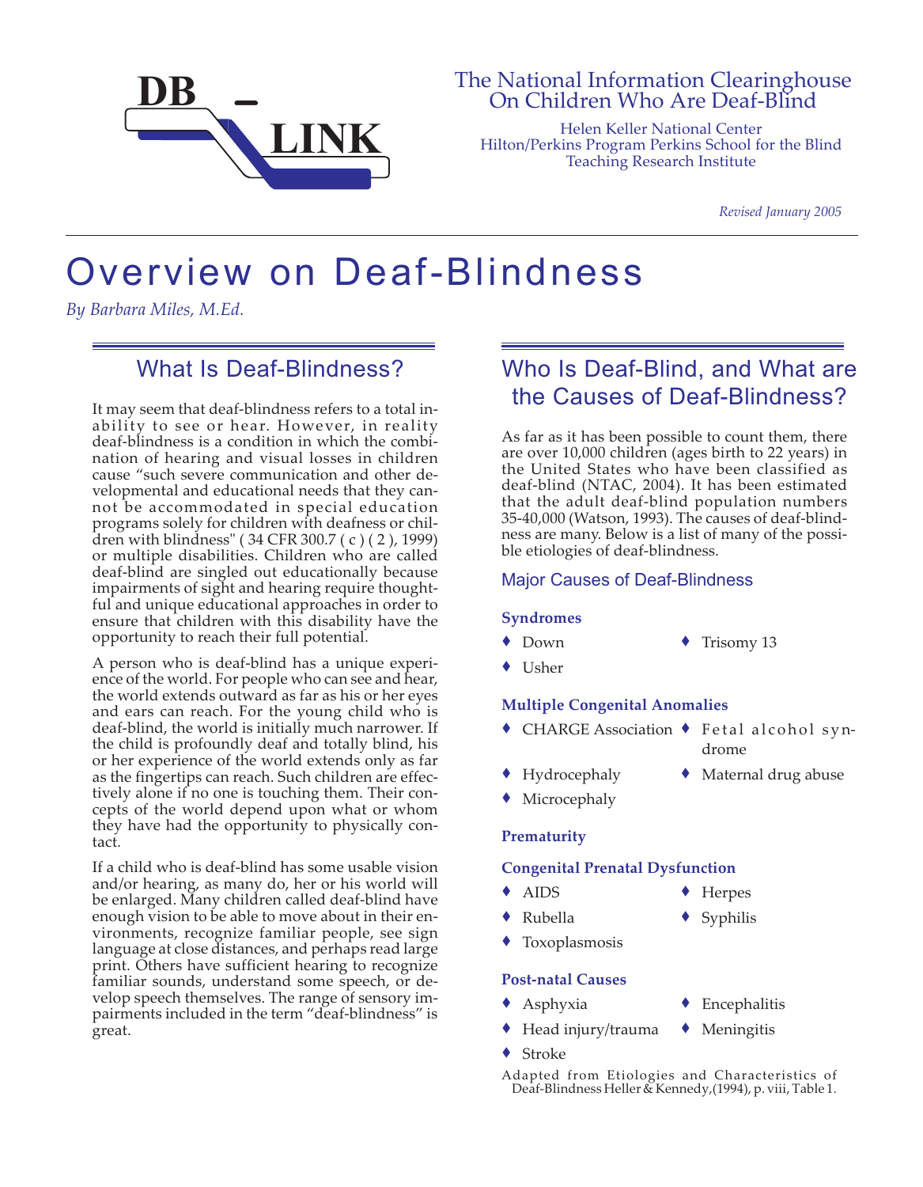**DB-LINK**

The National Information Clearinghouse On Children Who Are Deaf-Blind

Helen Keller National Center
Hilton/Perkins Program Perkins School for the Blind
Teaching Research Institute

*Revised January 2005*

# Overview on Deaf-Blindness

*By Barbara Miles, M.Ed.*

## What Is Deaf-Blindness?

It may seem that deaf-blindness refers to a total inability to see or hear. However, in reality deaf-blindness is a condition in which the combination of hearing and visual losses in children cause "such severe communication and other developmental and educational needs that they cannot be accommodated in special education programs solely for children with deafness or children with blindness" ( 34 CFR 300.7 ( c ) ( 2 ), 1999) or multiple disabilities. Children who are called deaf-blind are singled out educationally because impairments of sight and hearing require thoughtful and unique educational approaches in order to ensure that children with this disability have the opportunity to reach their full potential.

A person who is deaf-blind has a unique experience of the world. For people who can see and hear, the world extends outward as far as his or her eyes and ears can reach. For the young child who is deaf-blind, the world is initially much narrower. If the child is profoundly deaf and totally blind, his or her experience of the world extends only as far as the fingertips can reach. Such children are effectively alone if no one is touching them. Their concepts of the world depend upon what or whom they have had the opportunity to physically contact.

If a child who is deaf-blind has some usable vision and/or hearing, as many do, her or his world will be enlarged. Many children called deaf-blind have enough vision to be able to move about in their environments, recognize familiar people, see sign language at close distances, and perhaps read large print. Others have sufficient hearing to recognize familiar sounds, understand some speech, or develop speech themselves. The range of sensory impairments included in the term "deaf-blindness" is great.

## Who Is Deaf-Blind, and What are the Causes of Deaf-Blindness?

As far as it has been possible to count them, there are over 10,000 children (ages birth to 22 years) in the United States who have been classified as deaf-blind (NTAC, 2004). It has been estimated that the adult deaf-blind population numbers 35-40,000 (Watson, 1993). The causes of deaf-blindness are many. Below is a list of many of the possible etiologies of deaf-blindness.

### Major Causes of Deaf-Blindness

**Syndromes**

- Down
- Trisomy 13
- Usher

**Multiple Congenital Anomalies**

- CHARGE Association
- Fetal alcohol syndrome
- Hydrocephaly
- Maternal drug abuse
- Microcephaly

**Prematurity**

**Congenital Prenatal Dysfunction**

- AIDS
- Herpes
- Rubella
- Syphilis
- Toxoplasmosis

**Post-natal Causes**

- Asphyxia
- Encephalitis
- Head injury/trauma
- Meningitis
- Stroke

Adapted from Etiologies and Characteristics of Deaf-Blindness Heller & Kennedy,(1994), p. viii, Table 1.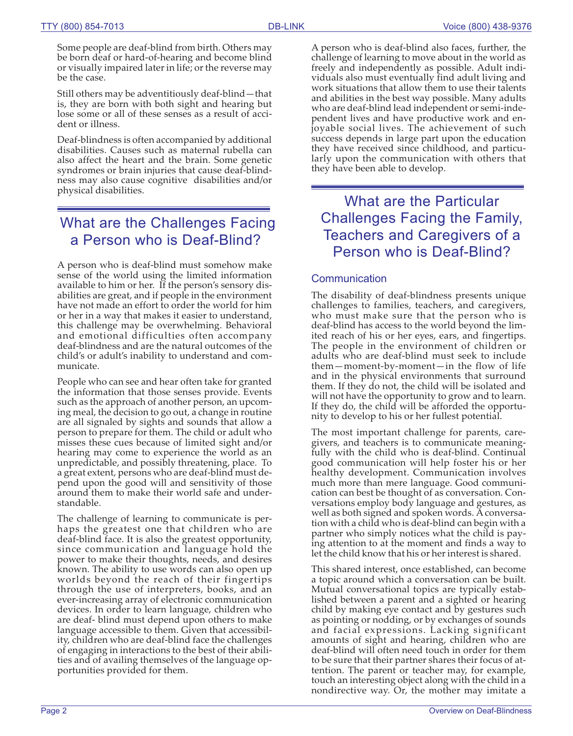Some people are deaf-blind from birth. Others may be born deaf or hard-of-hearing and become blind or visually impaired later in life; or the reverse may be the case.

Still others may be adventitiously deaf-blind—that is, they are born with both sight and hearing but lose some or all of these senses as a result of accident or illness.

Deaf-blindness is often accompanied by additional disabilities. Causes such as maternal rubella can also affect the heart and the brain. Some genetic syndromes or brain injuries that cause deaf-blindness may also cause cognitive disabilities and/or physical disabilities.

## What are the Challenges Facing a Person who is Deaf-Blind?

A person who is deaf-blind must somehow make sense of the world using the limited information available to him or her. If the person's sensory disabilities are great, and if people in the environment have not made an effort to order the world for him or her in a way that makes it easier to understand, this challenge may be overwhelming. Behavioral and emotional difficulties often accompany deaf-blindness and are the natural outcomes of the child's or adult's inability to understand and communicate.

People who can see and hear often take for granted the information that those senses provide. Events such as the approach of another person, an upcoming meal, the decision to go out, a change in routine are all signaled by sights and sounds that allow a person to prepare for them. The child or adult who misses these cues because of limited sight and/or hearing may come to experience the world as an unpredictable, and possibly threatening, place. To a great extent, persons who are deaf-blind must depend upon the good will and sensitivity of those around them to make their world safe and understandable.

The challenge of learning to communicate is perhaps the greatest one that children who are deaf-blind face. It is also the greatest opportunity, since communication and language hold the power to make their thoughts, needs, and desires known. The ability to use words can also open up worlds beyond the reach of their fingertips through the use of interpreters, books, and an ever-increasing array of electronic communication devices. In order to learn language, children who are deaf- blind must depend upon others to make language accessible to them. Given that accessibility, children who are deaf-blind face the challenges of engaging in interactions to the best of their abilities and of availing themselves of the language opportunities provided for them.

A person who is deaf-blind also faces, further, the challenge of learning to move about in the world as freely and independently as possible. Adult individuals also must eventually find adult living and work situations that allow them to use their talents and abilities in the best way possible. Many adults who are deaf-blind lead independent or semi-independent lives and have productive work and enjoyable social lives. The achievement of such success depends in large part upon the education they have received since childhood, and particularly upon the communication with others that they have been able to develop.

## What are the Particular Challenges Facing the Family, Teachers and Caregivers of a Person who is Deaf-Blind?

### Communication

The disability of deaf-blindness presents unique challenges to families, teachers, and caregivers, who must make sure that the person who is deaf-blind has access to the world beyond the limited reach of his or her eyes, ears, and fingertips. The people in the environment of children or adults who are deaf-blind must seek to include them—moment-by-moment—in the flow of life and in the physical environments that surround them. If they do not, the child will be isolated and will not have the opportunity to grow and to learn. If they do, the child will be afforded the opportunity to develop to his or her fullest potential.

The most important challenge for parents, caregivers, and teachers is to communicate meaningfully with the child who is deaf-blind. Continual good communication will help foster his or her healthy development. Communication involves much more than mere language. Good communication can best be thought of as conversation. Conversations employ body language and gestures, as well as both signed and spoken words. A conversation with a child who is deaf-blind can begin with a partner who simply notices what the child is paying attention to at the moment and finds a way to let the child know that his or her interest is shared.

This shared interest, once established, can become a topic around which a conversation can be built. Mutual conversational topics are typically established between a parent and a sighted or hearing child by making eye contact and by gestures such as pointing or nodding, or by exchanges of sounds and facial expressions. Lacking significant amounts of sight and hearing, children who are deaf-blind will often need touch in order for them to be sure that their partner shares their focus of attention. The parent or teacher may, for example, touch an interesting object along with the child in a nondirective way. Or, the mother may imitate a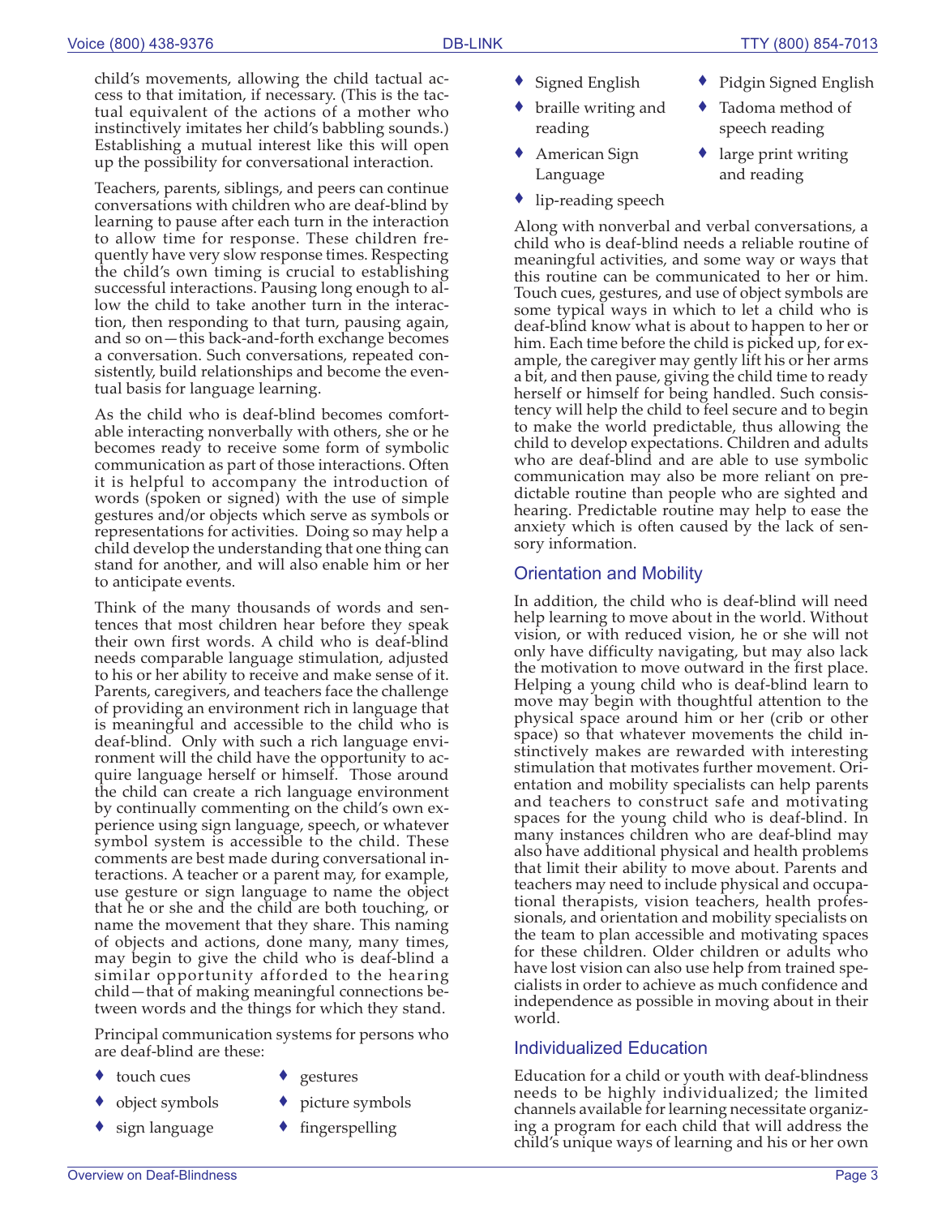child's movements, allowing the child tactual access to that imitation, if necessary. (This is the tactual equivalent of the actions of a mother who instinctively imitates her child's babbling sounds.) Establishing a mutual interest like this will open up the possibility for conversational interaction.

Teachers, parents, siblings, and peers can continue conversations with children who are deaf-blind by learning to pause after each turn in the interaction to allow time for response. These children frequently have very slow response times. Respecting the child's own timing is crucial to establishing successful interactions. Pausing long enough to allow the child to take another turn in the interaction, then responding to that turn, pausing again, and so on—this back-and-forth exchange becomes a conversation. Such conversations, repeated consistently, build relationships and become the eventual basis for language learning.

As the child who is deaf-blind becomes comfortable interacting nonverbally with others, she or he becomes ready to receive some form of symbolic communication as part of those interactions. Often it is helpful to accompany the introduction of words (spoken or signed) with the use of simple gestures and/or objects which serve as symbols or representations for activities. Doing so may help a child develop the understanding that one thing can stand for another, and will also enable him or her to anticipate events.

Think of the many thousands of words and sentences that most children hear before they speak their own first words. A child who is deaf-blind needs comparable language stimulation, adjusted to his or her ability to receive and make sense of it. Parents, caregivers, and teachers face the challenge of providing an environment rich in language that is meaningful and accessible to the child who is deaf-blind. Only with such a rich language environment will the child have the opportunity to acquire language herself or himself. Those around the child can create a rich language environment by continually commenting on the child's own experience using sign language, speech, or whatever symbol system is accessible to the child. These comments are best made during conversational interactions. A teacher or a parent may, for example, use gesture or sign language to name the object that he or she and the child are both touching, or name the movement that they share. This naming of objects and actions, done many, many times, may begin to give the child who is deaf-blind a similar opportunity afforded to the hearing child—that of making meaningful connections between words and the things for which they stand.

Principal communication systems for persons who are deaf-blind are these:

- touch cues
- gestures
- object symbols
- picture symbols
- sign language
- fingerspelling
- Signed English
- Pidgin Signed English
- braille writing and reading
- Tadoma method of speech reading
- American Sign Language
- large print writing and reading
- lip-reading speech

Along with nonverbal and verbal conversations, a child who is deaf-blind needs a reliable routine of meaningful activities, and some way or ways that this routine can be communicated to her or him. Touch cues, gestures, and use of object symbols are some typical ways in which to let a child who is deaf-blind know what is about to happen to her or him. Each time before the child is picked up, for example, the caregiver may gently lift his or her arms a bit, and then pause, giving the child time to ready herself or himself for being handled. Such consistency will help the child to feel secure and to begin to make the world predictable, thus allowing the child to develop expectations. Children and adults who are deaf-blind and are able to use symbolic communication may also be more reliant on predictable routine than people who are sighted and hearing. Predictable routine may help to ease the anxiety which is often caused by the lack of sensory information.

## Orientation and Mobility

In addition, the child who is deaf-blind will need help learning to move about in the world. Without vision, or with reduced vision, he or she will not only have difficulty navigating, but may also lack the motivation to move outward in the first place. Helping a young child who is deaf-blind learn to move may begin with thoughtful attention to the physical space around him or her (crib or other space) so that whatever movements the child instinctively makes are rewarded with interesting stimulation that motivates further movement. Orientation and mobility specialists can help parents and teachers to construct safe and motivating spaces for the young child who is deaf-blind. In many instances children who are deaf-blind may also have additional physical and health problems that limit their ability to move about. Parents and teachers may need to include physical and occupational therapists, vision teachers, health professionals, and orientation and mobility specialists on the team to plan accessible and motivating spaces for these children. Older children or adults who have lost vision can also use help from trained specialists in order to achieve as much confidence and independence as possible in moving about in their world.

## Individualized Education

Education for a child or youth with deaf-blindness needs to be highly individualized; the limited channels available for learning necessitate organizing a program for each child that will address the child's unique ways of learning and his or her own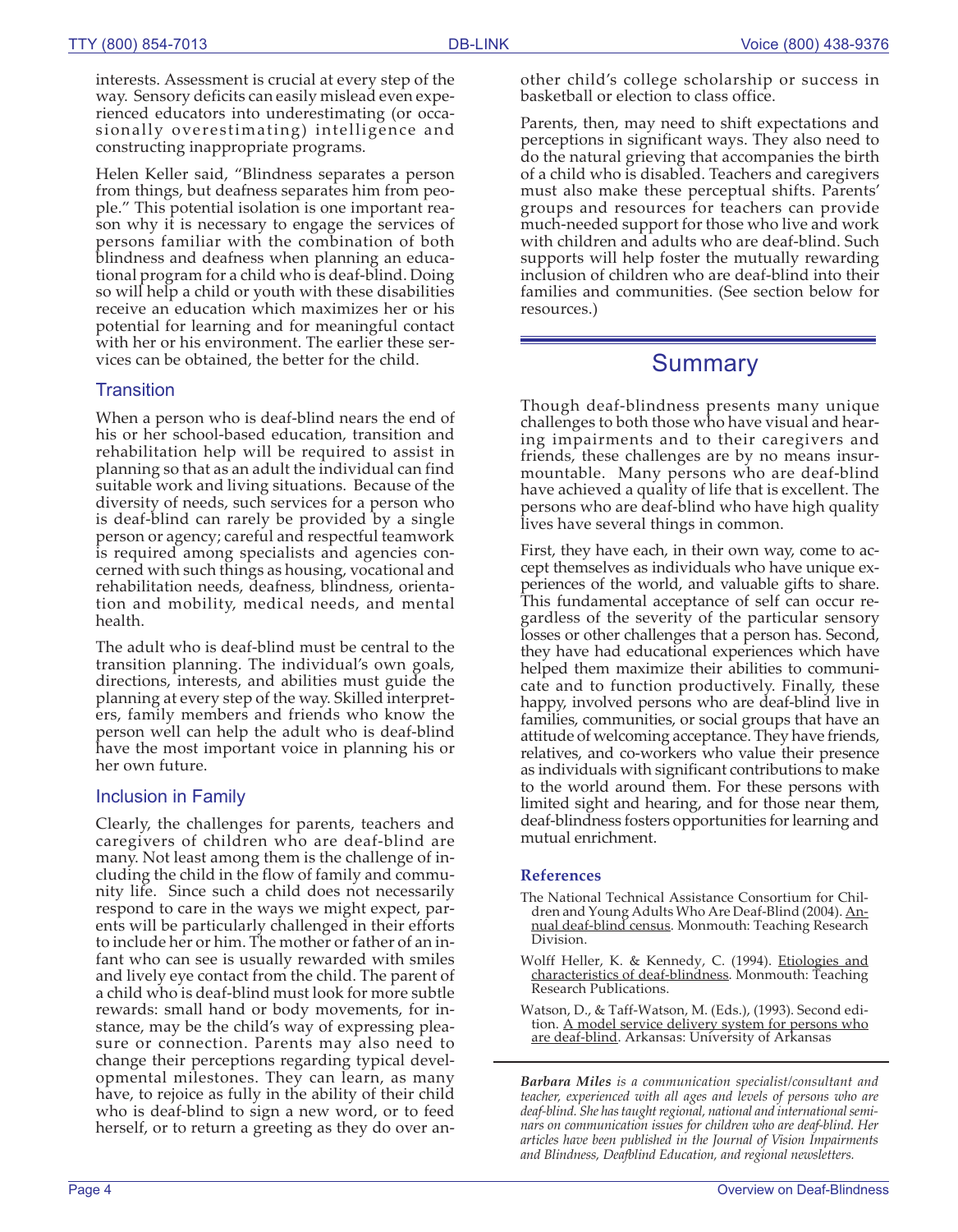interests. Assessment is crucial at every step of the way. Sensory deficits can easily mislead even experienced educators into underestimating (or occasionally overestimating) intelligence and constructing inappropriate programs.

Helen Keller said, "Blindness separates a person from things, but deafness separates him from people." This potential isolation is one important reason why it is necessary to engage the services of persons familiar with the combination of both blindness and deafness when planning an educational program for a child who is deaf-blind. Doing so will help a child or youth with these disabilities receive an education which maximizes her or his potential for learning and for meaningful contact with her or his environment. The earlier these services can be obtained, the better for the child.

### Transition

When a person who is deaf-blind nears the end of his or her school-based education, transition and rehabilitation help will be required to assist in planning so that as an adult the individual can find suitable work and living situations. Because of the diversity of needs, such services for a person who is deaf-blind can rarely be provided by a single person or agency; careful and respectful teamwork is required among specialists and agencies concerned with such things as housing, vocational and rehabilitation needs, deafness, blindness, orientation and mobility, medical needs, and mental health.

The adult who is deaf-blind must be central to the transition planning. The individual's own goals, directions, interests, and abilities must guide the planning at every step of the way. Skilled interpreters, family members and friends who know the person well can help the adult who is deaf-blind have the most important voice in planning his or her own future.

### Inclusion in Family

Clearly, the challenges for parents, teachers and caregivers of children who are deaf-blind are many. Not least among them is the challenge of including the child in the flow of family and community life. Since such a child does not necessarily respond to care in the ways we might expect, parents will be particularly challenged in their efforts to include her or him. The mother or father of an infant who can see is usually rewarded with smiles and lively eye contact from the child. The parent of a child who is deaf-blind must look for more subtle rewards: small hand or body movements, for instance, may be the child's way of expressing pleasure or connection. Parents may also need to change their perceptions regarding typical developmental milestones. They can learn, as many have, to rejoice as fully in the ability of their child who is deaf-blind to sign a new word, or to feed herself, or to return a greeting as they do over another child's college scholarship or success in basketball or election to class office.

Parents, then, may need to shift expectations and perceptions in significant ways. They also need to do the natural grieving that accompanies the birth of a child who is disabled. Teachers and caregivers must also make these perceptual shifts. Parents' groups and resources for teachers can provide much-needed support for those who live and work with children and adults who are deaf-blind. Such supports will help foster the mutually rewarding inclusion of children who are deaf-blind into their families and communities. (See section below for resources.)

## Summary

Though deaf-blindness presents many unique challenges to both those who have visual and hearing impairments and to their caregivers and friends, these challenges are by no means insurmountable. Many persons who are deaf-blind have achieved a quality of life that is excellent. The persons who are deaf-blind who have high quality lives have several things in common.

First, they have each, in their own way, come to accept themselves as individuals who have unique experiences of the world, and valuable gifts to share. This fundamental acceptance of self can occur regardless of the severity of the particular sensory losses or other challenges that a person has. Second, they have had educational experiences which have helped them maximize their abilities to communicate and to function productively. Finally, these happy, involved persons who are deaf-blind live in families, communities, or social groups that have an attitude of welcoming acceptance. They have friends, relatives, and co-workers who value their presence as individuals with significant contributions to make to the world around them. For these persons with limited sight and hearing, and for those near them, deaf-blindness fosters opportunities for learning and mutual enrichment.

#### References

The National Technical Assistance Consortium for Children and Young Adults Who Are Deaf-Blind (2004). Annual deaf-blind census. Monmouth: Teaching Research Division.

Wolff Heller, K. & Kennedy, C. (1994). Etiologies and characteristics of deaf-blindness. Monmouth: Teaching Research Publications.

Watson, D., & Taff-Watson, M. (Eds.), (1993). Second edition. A model service delivery system for persons who are deaf-blind. Arkansas: University of Arkansas

***Barbara Miles** is a communication specialist/consultant and teacher, experienced with all ages and levels of persons who are deaf-blind. She has taught regional, national and international seminars on communication issues for children who are deaf-blind. Her articles have been published in the Journal of Vision Impairments and Blindness, Deafblind Education, and regional newsletters.*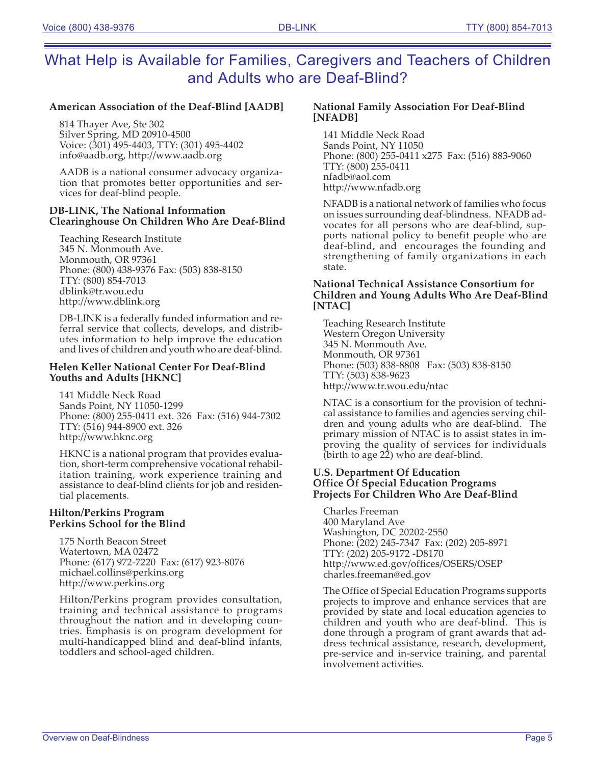# What Help is Available for Families, Caregivers and Teachers of Children and Adults who are Deaf-Blind?

**American Association of the Deaf-Blind [AADB]**

814 Thayer Ave, Ste 302
Silver Spring, MD 20910-4500
Voice: (301) 495-4403, TTY: (301) 495-4402
info@aadb.org, http://www.aadb.org

AADB is a national consumer advocacy organization that promotes better opportunities and services for deaf-blind people.

**DB-LINK, The National Information Clearinghouse On Children Who Are Deaf-Blind**

Teaching Research Institute
345 N. Monmouth Ave.
Monmouth, OR 97361
Phone: (800) 438-9376 Fax: (503) 838-8150
TTY: (800) 854-7013
dblink@tr.wou.edu
http://www.dblink.org

DB-LINK is a federally funded information and referral service that collects, develops, and distributes information to help improve the education and lives of children and youth who are deaf-blind.

**Helen Keller National Center For Deaf-Blind Youths and Adults [HKNC]**

141 Middle Neck Road
Sands Point, NY 11050-1299
Phone: (800) 255-0411 ext. 326 Fax: (516) 944-7302
TTY: (516) 944-8900 ext. 326
http://www.hknc.org

HKNC is a national program that provides evaluation, short-term comprehensive vocational rehabilitation training, work experience training and assistance to deaf-blind clients for job and residential placements.

**Hilton/Perkins Program
Perkins School for the Blind**

175 North Beacon Street
Watertown, MA 02472
Phone: (617) 972-7220 Fax: (617) 923-8076
michael.collins@perkins.org
http://www.perkins.org

Hilton/Perkins program provides consultation, training and technical assistance to programs throughout the nation and in developing countries. Emphasis is on program development for multi-handicapped blind and deaf-blind infants, toddlers and school-aged children.

**National Family Association For Deaf-Blind [NFADB]**

141 Middle Neck Road
Sands Point, NY 11050
Phone: (800) 255-0411 x275 Fax: (516) 883-9060
TTY: (800) 255-0411
nfadb@aol.com
http://www.nfadb.org

NFADB is a national network of families who focus on issues surrounding deaf-blindness. NFADB advocates for all persons who are deaf-blind, supports national policy to benefit people who are deaf-blind, and encourages the founding and strengthening of family organizations in each state.

**National Technical Assistance Consortium for Children and Young Adults Who Are Deaf-Blind [NTAC]**

Teaching Research Institute
Western Oregon University
345 N. Monmouth Ave.
Monmouth, OR 97361
Phone: (503) 838-8808 Fax: (503) 838-8150
TTY: (503) 838-9623
http://www.tr.wou.edu/ntac

NTAC is a consortium for the provision of technical assistance to families and agencies serving children and young adults who are deaf-blind. The primary mission of NTAC is to assist states in improving the quality of services for individuals (birth to age 22) who are deaf-blind.

**U.S. Department Of Education
Office Of Special Education Programs
Projects For Children Who Are Deaf-Blind**

Charles Freeman
400 Maryland Ave
Washington, DC 20202-2550
Phone: (202) 245-7347 Fax: (202) 205-8971
TTY: (202) 205-9172 -D8170
http://www.ed.gov/offices/OSERS/OSEP
charles.freeman@ed.gov

The Office of Special Education Programs supports projects to improve and enhance services that are provided by state and local education agencies to children and youth who are deaf-blind. This is done through a program of grant awards that address technical assistance, research, development, pre-service and in-service training, and parental involvement activities.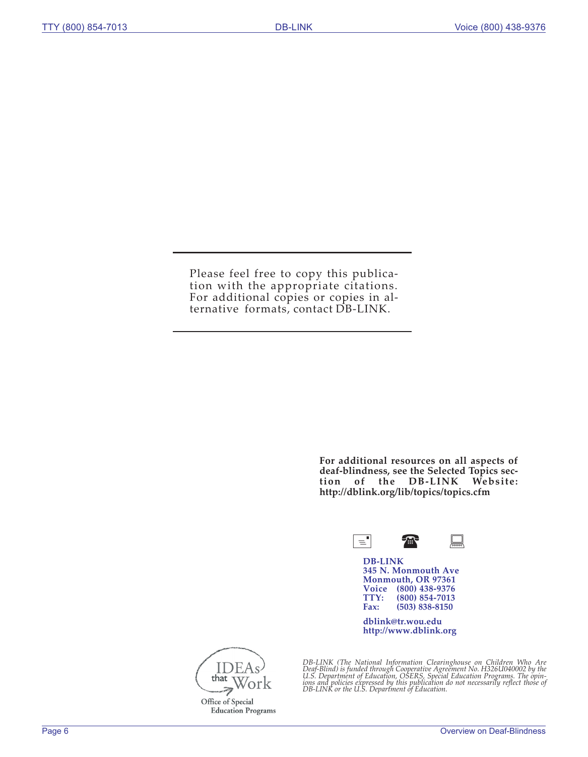Please feel free to copy this publication with the appropriate citations. For additional copies or copies in alternative formats, contact DB-LINK.

**For additional resources on all aspects of deaf-blindness, see the Selected Topics section of the DB-LINK Website: http://dblink.org/lib/topics/topics.cfm**

**DB-LINK**
**345 N. Monmouth Ave**
**Monmouth, OR 97361**
**Voice (800) 438-9376**
**TTY: (800) 854-7013**
**Fax: (503) 838-8150**

**dblink@tr.wou.edu**
**http://www.dblink.org**

IDEAs that Work

Office of Special Education Programs

*DB-LINK (The National Information Clearinghouse on Children Who Are Deaf-Blind) is funded through Cooperative Agreement No. H326U040002 by the U.S. Department of Education, OSERS, Special Education Programs. The opinions and policies expressed by this publication do not necessarily reflect those of DB-LINK or the U.S. Department of Education.*